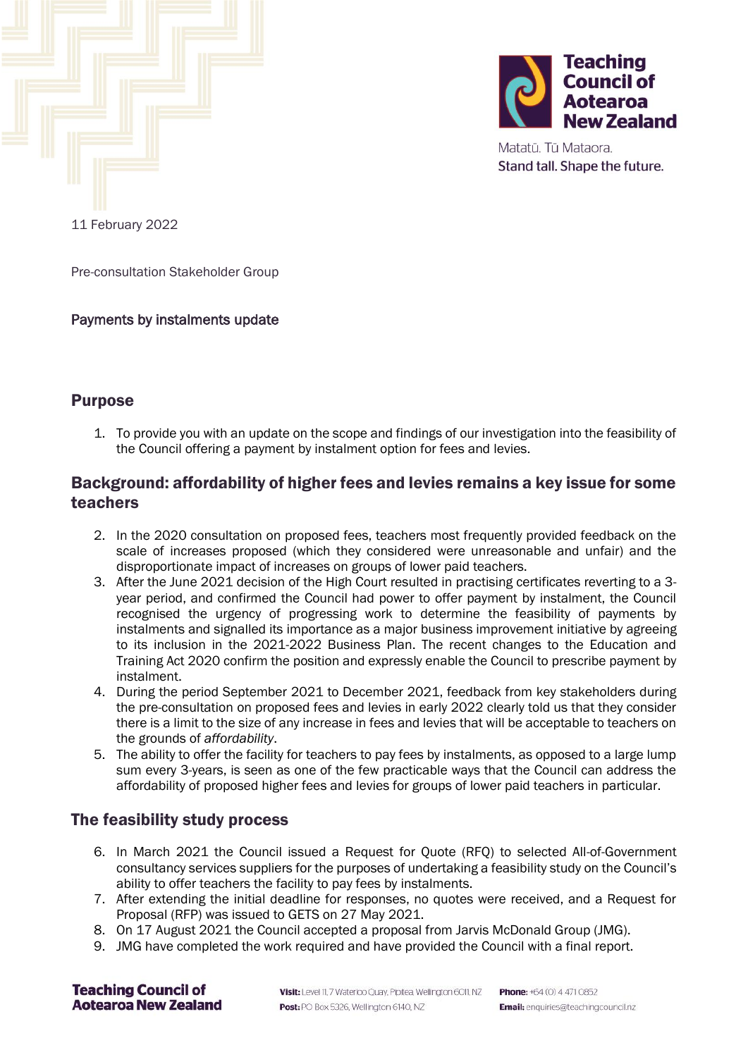Teaching Council of Aotearoa New Zealand

Matatū. Tū Mataora.
Stand tall. Shape the future.

11 February 2022

Pre-consultation Stakeholder Group

**Payments by instalments update**

## Purpose

1. To provide you with an update on the scope and findings of our investigation into the feasibility of the Council offering a payment by instalment option for fees and levies.

## Background: affordability of higher fees and levies remains a key issue for some teachers

2. In the 2020 consultation on proposed fees, teachers most frequently provided feedback on the scale of increases proposed (which they considered were unreasonable and unfair) and the disproportionate impact of increases on groups of lower paid teachers.
3. After the June 2021 decision of the High Court resulted in practising certificates reverting to a 3-year period, and confirmed the Council had power to offer payment by instalment, the Council recognised the urgency of progressing work to determine the feasibility of payments by instalments and signalled its importance as a major business improvement initiative by agreeing to its inclusion in the 2021-2022 Business Plan. The recent changes to the Education and Training Act 2020 confirm the position and expressly enable the Council to prescribe payment by instalment.
4. During the period September 2021 to December 2021, feedback from key stakeholders during the pre-consultation on proposed fees and levies in early 2022 clearly told us that they consider there is a limit to the size of any increase in fees and levies that will be acceptable to teachers on the grounds of *affordability*.
5. The ability to offer the facility for teachers to pay fees by instalments, as opposed to a large lump sum every 3-years, is seen as one of the few practicable ways that the Council can address the affordability of proposed higher fees and levies for groups of lower paid teachers in particular.

## The feasibility study process

6. In March 2021 the Council issued a Request for Quote (RFQ) to selected All-of-Government consultancy services suppliers for the purposes of undertaking a feasibility study on the Council's ability to offer teachers the facility to pay fees by instalments.
7. After extending the initial deadline for responses, no quotes were received, and a Request for Proposal (RFP) was issued to GETS on 27 May 2021.
8. On 17 August 2021 the Council accepted a proposal from Jarvis McDonald Group (JMG).
9. JMG have completed the work required and have provided the Council with a final report.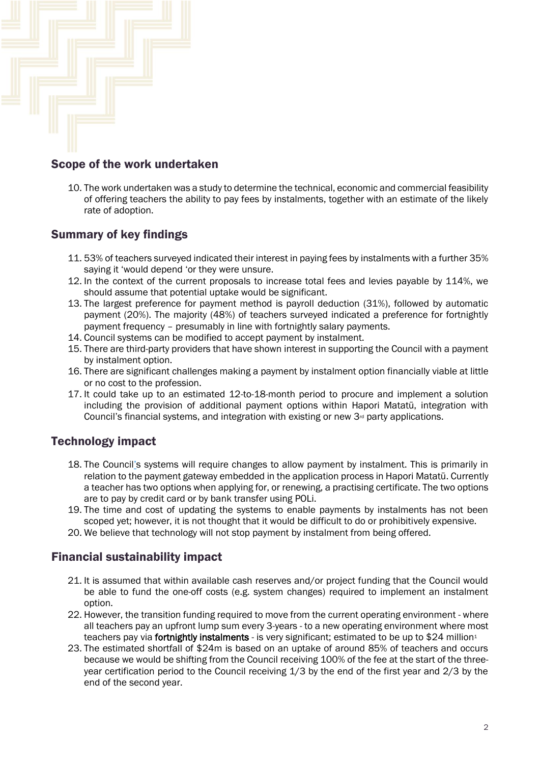## Scope of the work undertaken

10. The work undertaken was a study to determine the technical, economic and commercial feasibility of offering teachers the ability to pay fees by instalments, together with an estimate of the likely rate of adoption.

## Summary of key findings

11. 53% of teachers surveyed indicated their interest in paying fees by instalments with a further 35% saying it 'would depend 'or they were unsure.
12. In the context of the current proposals to increase total fees and levies payable by 114%, we should assume that potential uptake would be significant.
13. The largest preference for payment method is payroll deduction (31%), followed by automatic payment (20%). The majority (48%) of teachers surveyed indicated a preference for fortnightly payment frequency – presumably in line with fortnightly salary payments.
14. Council systems can be modified to accept payment by instalment.
15. There are third-party providers that have shown interest in supporting the Council with a payment by instalment option.
16. There are significant challenges making a payment by instalment option financially viable at little or no cost to the profession.
17. It could take up to an estimated 12-to-18-month period to procure and implement a solution including the provision of additional payment options within Hapori Matatū, integration with Council's financial systems, and integration with existing or new 3rd party applications.

## Technology impact

18. The Council's systems will require changes to allow payment by instalment. This is primarily in relation to the payment gateway embedded in the application process in Hapori Matatū. Currently a teacher has two options when applying for, or renewing, a practising certificate. The two options are to pay by credit card or by bank transfer using POLi.
19. The time and cost of updating the systems to enable payments by instalments has not been scoped yet; however, it is not thought that it would be difficult to do or prohibitively expensive.
20. We believe that technology will not stop payment by instalment from being offered.

## Financial sustainability impact

21. It is assumed that within available cash reserves and/or project funding that the Council would be able to fund the one-off costs (e.g. system changes) required to implement an instalment option.
22. However, the transition funding required to move from the current operating environment - where all teachers pay an upfront lump sum every 3-years - to a new operating environment where most teachers pay via **fortnightly instalments** - is very significant; estimated to be up to $24 million[1]
23. The estimated shortfall of $24m is based on an uptake of around 85% of teachers and occurs because we would be shifting from the Council receiving 100% of the fee at the start of the three-year certification period to the Council receiving 1/3 by the end of the first year and 2/3 by the end of the second year.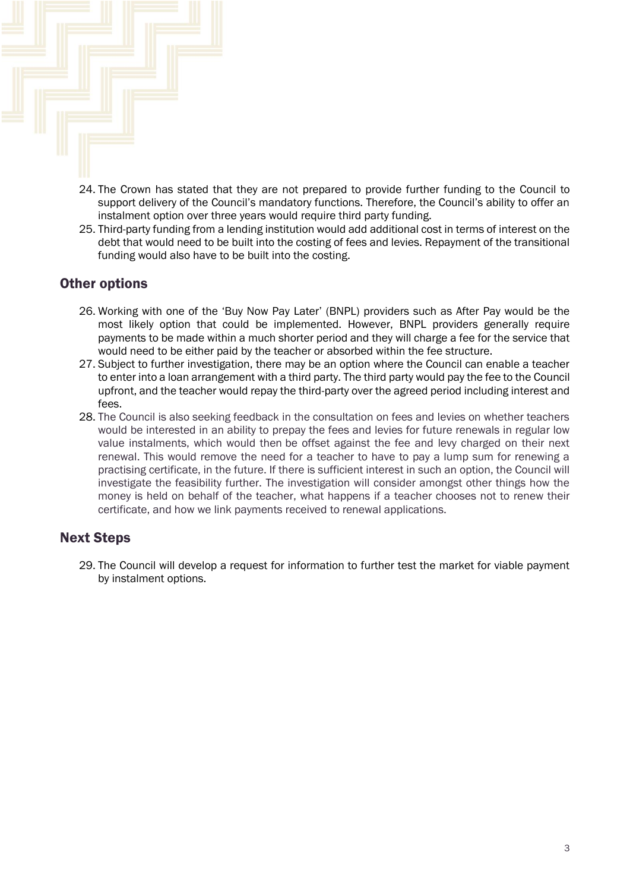24. The Crown has stated that they are not prepared to provide further funding to the Council to support delivery of the Council's mandatory functions. Therefore, the Council's ability to offer an instalment option over three years would require third party funding.
25. Third-party funding from a lending institution would add additional cost in terms of interest on the debt that would need to be built into the costing of fees and levies. Repayment of the transitional funding would also have to be built into the costing.

## Other options

26. Working with one of the 'Buy Now Pay Later' (BNPL) providers such as After Pay would be the most likely option that could be implemented. However, BNPL providers generally require payments to be made within a much shorter period and they will charge a fee for the service that would need to be either paid by the teacher or absorbed within the fee structure.
27. Subject to further investigation, there may be an option where the Council can enable a teacher to enter into a loan arrangement with a third party. The third party would pay the fee to the Council upfront, and the teacher would repay the third-party over the agreed period including interest and fees.
28. The Council is also seeking feedback in the consultation on fees and levies on whether teachers would be interested in an ability to prepay the fees and levies for future renewals in regular low value instalments, which would then be offset against the fee and levy charged on their next renewal. This would remove the need for a teacher to have to pay a lump sum for renewing a practising certificate, in the future. If there is sufficient interest in such an option, the Council will investigate the feasibility further. The investigation will consider amongst other things how the money is held on behalf of the teacher, what happens if a teacher chooses not to renew their certificate, and how we link payments received to renewal applications.

## Next Steps

29. The Council will develop a request for information to further test the market for viable payment by instalment options.